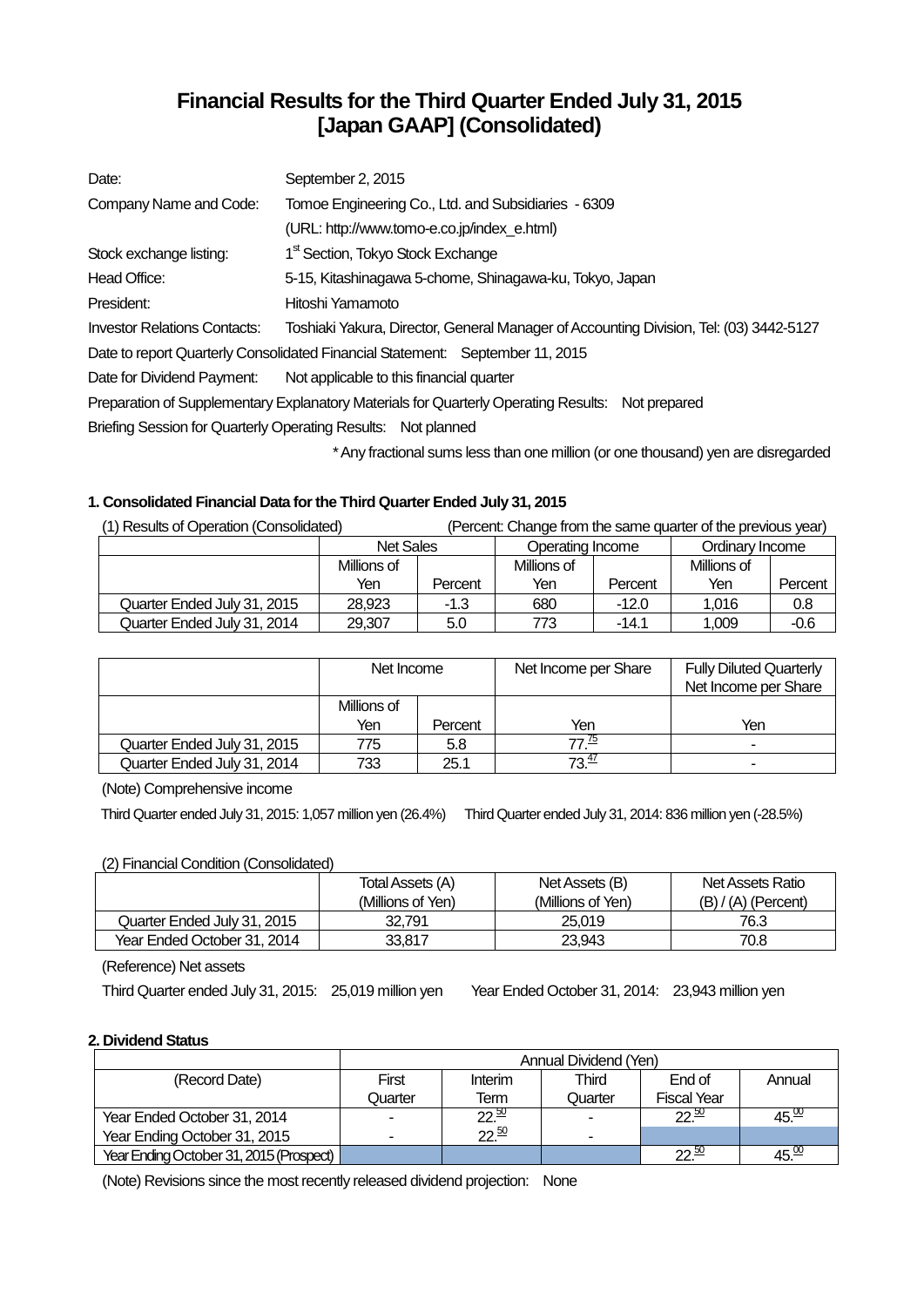# Financial Results for the Third Quarter Ended July 31, 2015 [Japan GAAP] (Consolidated)

| | |
|---|---|
| Date: | September 2, 2015 |
| Company Name and Code: | Tomoe Engineering Co., Ltd. and Subsidiaries - 6309 |
| | (URL: http://www.tomo-e.co.jp/index_e.html) |
| Stock exchange listing: | 1st Section, Tokyo Stock Exchange |
| Head Office: | 5-15, Kitashinagawa 5-chome, Shinagawa-ku, Tokyo, Japan |
| President: | Hitoshi Yamamoto |
| Investor Relations Contacts: | Toshiaki Yakura, Director, General Manager of Accounting Division, Tel: (03) 3442-5127 |

Date to report Quarterly Consolidated Financial Statement: September 11, 2015

Date for Dividend Payment: Not applicable to this financial quarter

Preparation of Supplementary Explanatory Materials for Quarterly Operating Results: Not prepared

Briefing Session for Quarterly Operating Results: Not planned

\* Any fractional sums less than one million (or one thousand) yen are disregarded

### 1. Consolidated Financial Data for the Third Quarter Ended July 31, 2015

(1) Results of Operation (Consolidated) (Percent: Change from the same quarter of the previous year)

| | Net Sales | | Operating Income | | Ordinary Income | |
|---|---|---|---|---|---|---|
| | Millions of Yen | Percent | Millions of Yen | Percent | Millions of Yen | Percent |
| Quarter Ended July 31, 2015 | 28,923 | -1.3 | 680 | -12.0 | 1,016 | 0.8 |
| Quarter Ended July 31, 2014 | 29,307 | 5.0 | 773 | -14.1 | 1,009 | -0.6 |

| | Net Income | | Net Income per Share | Fully Diluted Quarterly Net Income per Share |
|---|---|---|---|---|
| | Millions of Yen | Percent | Yen | Yen |
| Quarter Ended July 31, 2015 | 775 | 5.8 | 77.75 | - |
| Quarter Ended July 31, 2014 | 733 | 25.1 | 73.47 | - |

(Note) Comprehensive income

Third Quarter ended July 31, 2015: 1,057 million yen (26.4%) Third Quarter ended July 31, 2014: 836 million yen (-28.5%)

(2) Financial Condition (Consolidated)

| | Total Assets (A) (Millions of Yen) | Net Assets (B) (Millions of Yen) | Net Assets Ratio (B) / (A) (Percent) |
|---|---|---|---|
| Quarter Ended July 31, 2015 | 32,791 | 25,019 | 76.3 |
| Year Ended October 31, 2014 | 33,817 | 23,943 | 70.8 |

(Reference) Net assets

Third Quarter ended July 31, 2015: 25,019 million yen Year Ended October 31, 2014: 23,943 million yen

### 2. Dividend Status

| | Annual Dividend (Yen) | | | | |
|---|---|---|---|---|---|
| (Record Date) | First Quarter | Interim Term | Third Quarter | End of Fiscal Year | Annual |
| Year Ended October 31, 2014 | - | 22.50 | - | 22.50 | 45.00 |
| Year Ending October 31, 2015 | - | 22.50 | - | | |
| Year Ending October 31, 2015 (Prospect) | | | | 22.50 | 45.00 |

(Note) Revisions since the most recently released dividend projection: None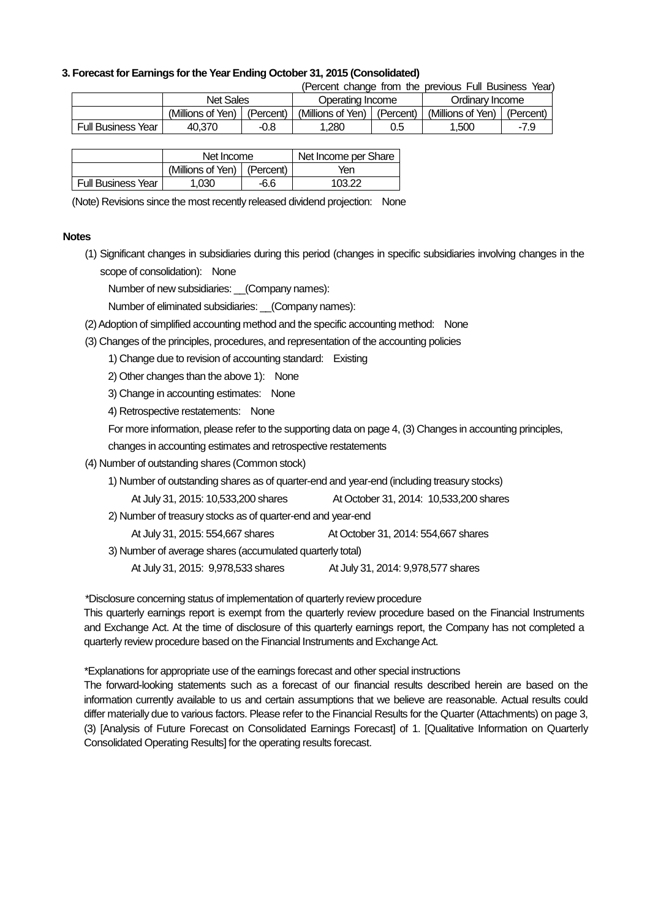### 3. Forecast for Earnings for the Year Ending October 31, 2015 (Consolidated)

(Percent change from the previous Full Business Year)

| | Net Sales | | Operating Income | | Ordinary Income | |
|---|---|---|---|---|---|---|
| | (Millions of Yen) | (Percent) | (Millions of Yen) | (Percent) | (Millions of Yen) | (Percent) |
| Full Business Year | 40,370 | -0.8 | 1,280 | 0.5 | 1,500 | -7.9 |

| | Net Income | | Net Income per Share |
|---|---|---|---|
| | (Millions of Yen) | (Percent) | Yen |
| Full Business Year | 1,030 | -6.6 | 103.22 |

(Note) Revisions since the most recently released dividend projection: None

**Notes**

(1) Significant changes in subsidiaries during this period (changes in specific subsidiaries involving changes in the scope of consolidation): None

Number of new subsidiaries: __(Company names):

Number of eliminated subsidiaries: __(Company names):

(2) Adoption of simplified accounting method and the specific accounting method: None

(3) Changes of the principles, procedures, and representation of the accounting policies

1) Change due to revision of accounting standard: Existing

2) Other changes than the above 1): None

3) Change in accounting estimates: None

4) Retrospective restatements: None

For more information, please refer to the supporting data on page 4, (3) Changes in accounting principles, changes in accounting estimates and retrospective restatements

(4) Number of outstanding shares (Common stock)

1) Number of outstanding shares as of quarter-end and year-end (including treasury stocks)

At July 31, 2015: 10,533,200 shares At October 31, 2014: 10,533,200 shares

2) Number of treasury stocks as of quarter-end and year-end

At July 31, 2015: 554,667 shares At October 31, 2014: 554,667 shares

3) Number of average shares (accumulated quarterly total)

At July 31, 2015: 9,978,533 shares At July 31, 2014: 9,978,577 shares

*Disclosure concerning status of implementation of quarterly review procedure

This quarterly earnings report is exempt from the quarterly review procedure based on the Financial Instruments and Exchange Act. At the time of disclosure of this quarterly earnings report, the Company has not completed a quarterly review procedure based on the Financial Instruments and Exchange Act.

*Explanations for appropriate use of the earnings forecast and other special instructions

The forward-looking statements such as a forecast of our financial results described herein are based on the information currently available to us and certain assumptions that we believe are reasonable. Actual results could differ materially due to various factors. Please refer to the Financial Results for the Quarter (Attachments) on page 3, (3) [Analysis of Future Forecast on Consolidated Earnings Forecast] of 1. [Qualitative Information on Quarterly Consolidated Operating Results] for the operating results forecast.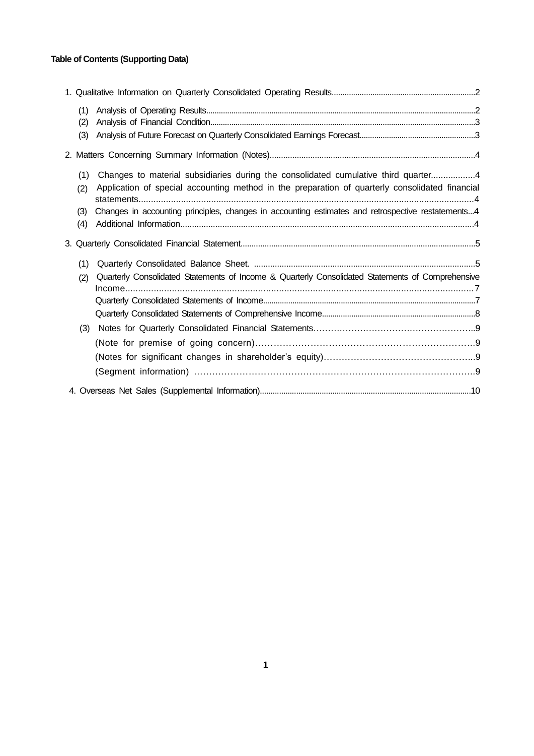**Table of Contents (Supporting Data)**

1. Qualitative Information on Quarterly Consolidated Operating Results..........2
   - (1) Analysis of Operating Results..........2
   - (2) Analysis of Financial Condition..........3
   - (3) Analysis of Future Forecast on Quarterly Consolidated Earnings Forecast..........3
2. Matters Concerning Summary Information (Notes)..........4
   - (1) Changes to material subsidiaries during the consolidated cumulative third quarter..........4
   - (2) Application of special accounting method in the preparation of quarterly consolidated financial statements..........4
   - (3) Changes in accounting principles, changes in accounting estimates and retrospective restatements...4
   - (4) Additional Information..........4
3. Quarterly Consolidated Financial Statement..........5
   - (1) Quarterly Consolidated Balance Sheet. ..........5
   - (2) Quarterly Consolidated Statements of Income & Quarterly Consolidated Statements of Comprehensive Income..........7
     - Quarterly Consolidated Statements of Income..........7
     - Quarterly Consolidated Statements of Comprehensive Income..........8
   - (3) Notes for Quarterly Consolidated Financial Statements..........9
     - (Note for premise of going concern)..........9
     - (Notes for significant changes in shareholder's equity)..........9
     - (Segment information) ..........9
4. Overseas Net Sales (Supplemental Information)..........10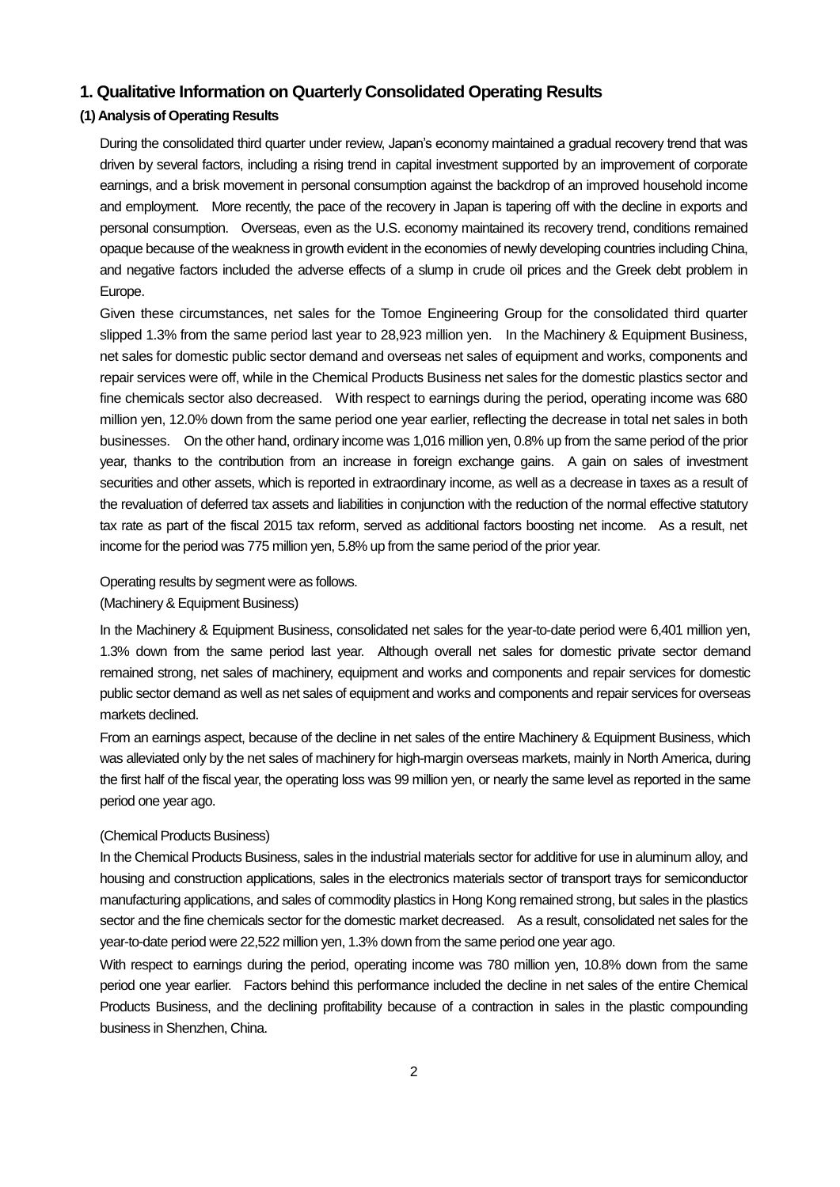# 1. Qualitative Information on Quarterly Consolidated Operating Results

## (1) Analysis of Operating Results

During the consolidated third quarter under review, Japan's economy maintained a gradual recovery trend that was driven by several factors, including a rising trend in capital investment supported by an improvement of corporate earnings, and a brisk movement in personal consumption against the backdrop of an improved household income and employment. More recently, the pace of the recovery in Japan is tapering off with the decline in exports and personal consumption. Overseas, even as the U.S. economy maintained its recovery trend, conditions remained opaque because of the weakness in growth evident in the economies of newly developing countries including China, and negative factors included the adverse effects of a slump in crude oil prices and the Greek debt problem in Europe.

Given these circumstances, net sales for the Tomoe Engineering Group for the consolidated third quarter slipped 1.3% from the same period last year to 28,923 million yen. In the Machinery & Equipment Business, net sales for domestic public sector demand and overseas net sales of equipment and works, components and repair services were off, while in the Chemical Products Business net sales for the domestic plastics sector and fine chemicals sector also decreased. With respect to earnings during the period, operating income was 680 million yen, 12.0% down from the same period one year earlier, reflecting the decrease in total net sales in both businesses. On the other hand, ordinary income was 1,016 million yen, 0.8% up from the same period of the prior year, thanks to the contribution from an increase in foreign exchange gains. A gain on sales of investment securities and other assets, which is reported in extraordinary income, as well as a decrease in taxes as a result of the revaluation of deferred tax assets and liabilities in conjunction with the reduction of the normal effective statutory tax rate as part of the fiscal 2015 tax reform, served as additional factors boosting net income. As a result, net income for the period was 775 million yen, 5.8% up from the same period of the prior year.

Operating results by segment were as follows.

(Machinery & Equipment Business)

In the Machinery & Equipment Business, consolidated net sales for the year-to-date period were 6,401 million yen, 1.3% down from the same period last year. Although overall net sales for domestic private sector demand remained strong, net sales of machinery, equipment and works and components and repair services for domestic public sector demand as well as net sales of equipment and works and components and repair services for overseas markets declined.

From an earnings aspect, because of the decline in net sales of the entire Machinery & Equipment Business, which was alleviated only by the net sales of machinery for high-margin overseas markets, mainly in North America, during the first half of the fiscal year, the operating loss was 99 million yen, or nearly the same level as reported in the same period one year ago.

(Chemical Products Business)

In the Chemical Products Business, sales in the industrial materials sector for additive for use in aluminum alloy, and housing and construction applications, sales in the electronics materials sector of transport trays for semiconductor manufacturing applications, and sales of commodity plastics in Hong Kong remained strong, but sales in the plastics sector and the fine chemicals sector for the domestic market decreased. As a result, consolidated net sales for the year-to-date period were 22,522 million yen, 1.3% down from the same period one year ago.

With respect to earnings during the period, operating income was 780 million yen, 10.8% down from the same period one year earlier. Factors behind this performance included the decline in net sales of the entire Chemical Products Business, and the declining profitability because of a contraction in sales in the plastic compounding business in Shenzhen, China.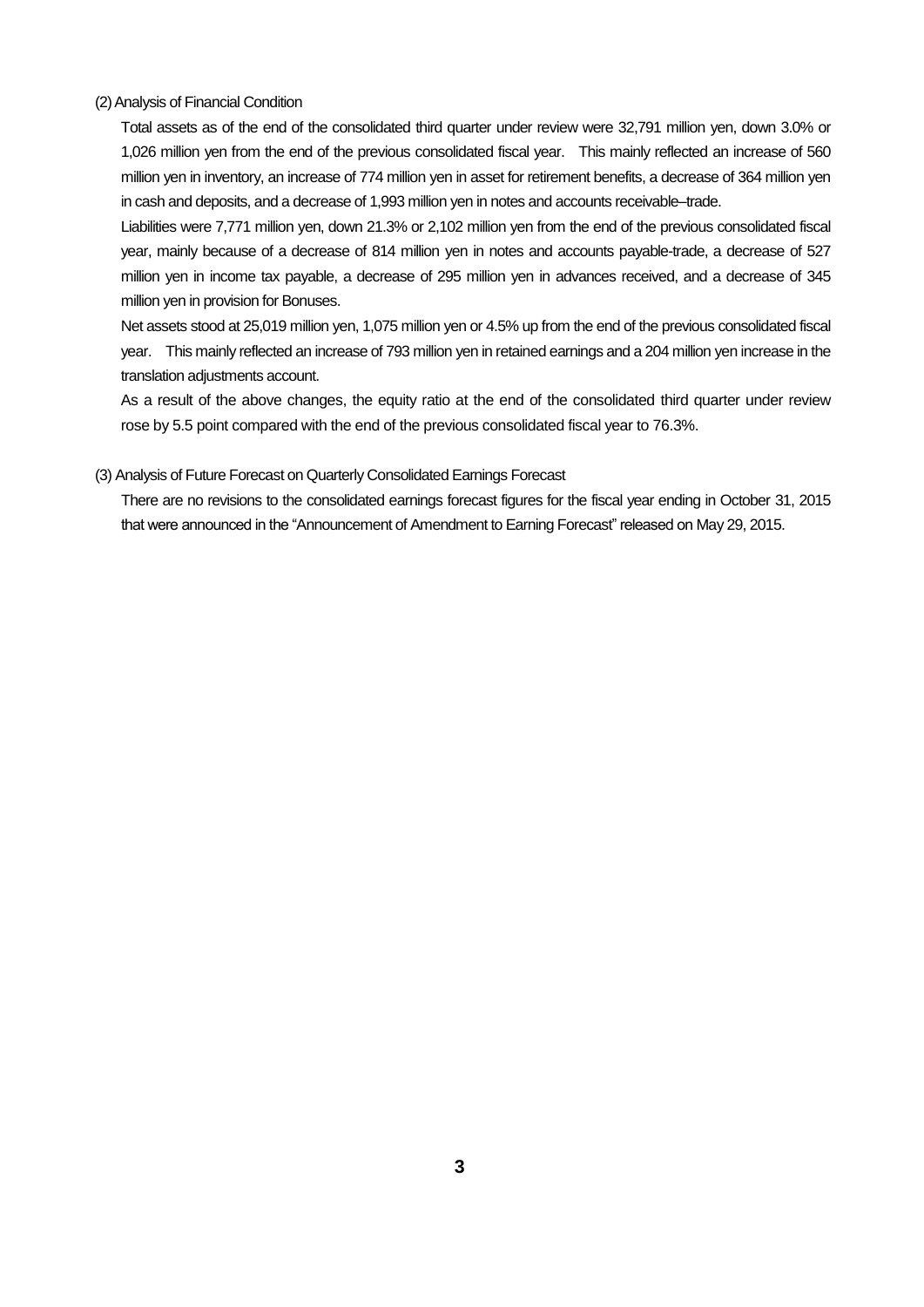### (2) Analysis of Financial Condition

Total assets as of the end of the consolidated third quarter under review were 32,791 million yen, down 3.0% or 1,026 million yen from the end of the previous consolidated fiscal year. This mainly reflected an increase of 560 million yen in inventory, an increase of 774 million yen in asset for retirement benefits, a decrease of 364 million yen in cash and deposits, and a decrease of 1,993 million yen in notes and accounts receivable–trade.

Liabilities were 7,771 million yen, down 21.3% or 2,102 million yen from the end of the previous consolidated fiscal year, mainly because of a decrease of 814 million yen in notes and accounts payable-trade, a decrease of 527 million yen in income tax payable, a decrease of 295 million yen in advances received, and a decrease of 345 million yen in provision for Bonuses.

Net assets stood at 25,019 million yen, 1,075 million yen or 4.5% up from the end of the previous consolidated fiscal year. This mainly reflected an increase of 793 million yen in retained earnings and a 204 million yen increase in the translation adjustments account.

As a result of the above changes, the equity ratio at the end of the consolidated third quarter under review rose by 5.5 point compared with the end of the previous consolidated fiscal year to 76.3%.

### (3) Analysis of Future Forecast on Quarterly Consolidated Earnings Forecast

There are no revisions to the consolidated earnings forecast figures for the fiscal year ending in October 31, 2015 that were announced in the "Announcement of Amendment to Earning Forecast" released on May 29, 2015.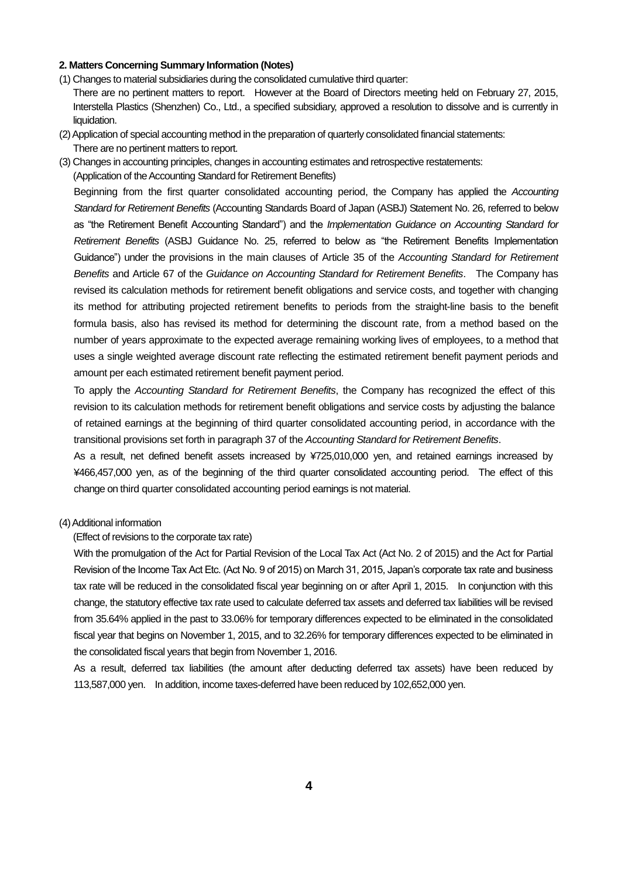**2. Matters Concerning Summary Information (Notes)**

(1) Changes to material subsidiaries during the consolidated cumulative third quarter:

There are no pertinent matters to report. However at the Board of Directors meeting held on February 27, 2015, Interstella Plastics (Shenzhen) Co., Ltd., a specified subsidiary, approved a resolution to dissolve and is currently in liquidation.

(2) Application of special accounting method in the preparation of quarterly consolidated financial statements:

There are no pertinent matters to report.

(3) Changes in accounting principles, changes in accounting estimates and retrospective restatements:

(Application of the Accounting Standard for Retirement Benefits)

Beginning from the first quarter consolidated accounting period, the Company has applied the *Accounting Standard for Retirement Benefits* (Accounting Standards Board of Japan (ASBJ) Statement No. 26, referred to below as "the Retirement Benefit Accounting Standard") and the *Implementation Guidance on Accounting Standard for Retirement Benefits* (ASBJ Guidance No. 25, referred to below as "the Retirement Benefits Implementation Guidance") under the provisions in the main clauses of Article 35 of the *Accounting Standard for Retirement Benefits* and Article 67 of the *Guidance on Accounting Standard for Retirement Benefits*. The Company has revised its calculation methods for retirement benefit obligations and service costs, and together with changing its method for attributing projected retirement benefits to periods from the straight-line basis to the benefit formula basis, also has revised its method for determining the discount rate, from a method based on the number of years approximate to the expected average remaining working lives of employees, to a method that uses a single weighted average discount rate reflecting the estimated retirement benefit payment periods and amount per each estimated retirement benefit payment period.

To apply the *Accounting Standard for Retirement Benefits*, the Company has recognized the effect of this revision to its calculation methods for retirement benefit obligations and service costs by adjusting the balance of retained earnings at the beginning of third quarter consolidated accounting period, in accordance with the transitional provisions set forth in paragraph 37 of the *Accounting Standard for Retirement Benefits*.

As a result, net defined benefit assets increased by ¥725,010,000 yen, and retained earnings increased by ¥466,457,000 yen, as of the beginning of the third quarter consolidated accounting period. The effect of this change on third quarter consolidated accounting period earnings is not material.

(4) Additional information

(Effect of revisions to the corporate tax rate)

With the promulgation of the Act for Partial Revision of the Local Tax Act (Act No. 2 of 2015) and the Act for Partial Revision of the Income Tax Act Etc. (Act No. 9 of 2015) on March 31, 2015, Japan's corporate tax rate and business tax rate will be reduced in the consolidated fiscal year beginning on or after April 1, 2015. In conjunction with this change, the statutory effective tax rate used to calculate deferred tax assets and deferred tax liabilities will be revised from 35.64% applied in the past to 33.06% for temporary differences expected to be eliminated in the consolidated fiscal year that begins on November 1, 2015, and to 32.26% for temporary differences expected to be eliminated in the consolidated fiscal years that begin from November 1, 2016.

As a result, deferred tax liabilities (the amount after deducting deferred tax assets) have been reduced by 113,587,000 yen. In addition, income taxes-deferred have been reduced by 102,652,000 yen.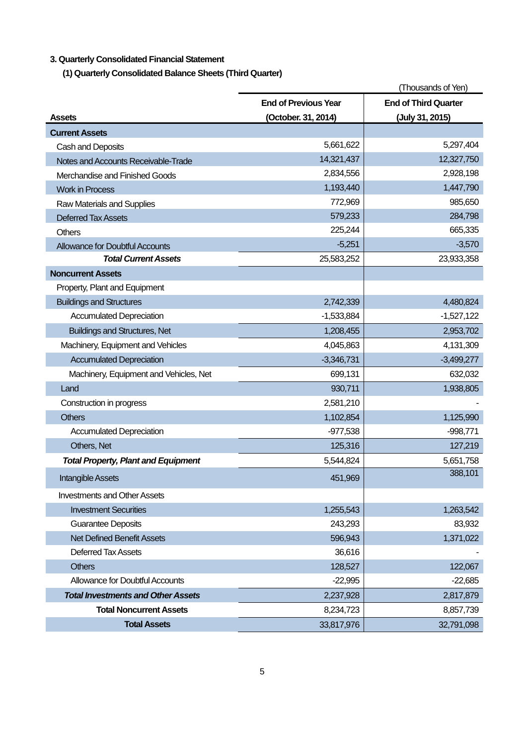### 3. Quarterly Consolidated Financial Statement

#### (1) Quarterly Consolidated Balance Sheets (Third Quarter)

(Thousands of Yen)

| Assets | End of Previous Year (October. 31, 2014) | End of Third Quarter (July 31, 2015) |
|---|---|---|
| **Current Assets** | | |
| Cash and Deposits | 5,661,622 | 5,297,404 |
| Notes and Accounts Receivable-Trade | 14,321,437 | 12,327,750 |
| Merchandise and Finished Goods | 2,834,556 | 2,928,198 |
| Work in Process | 1,193,440 | 1,447,790 |
| Raw Materials and Supplies | 772,969 | 985,650 |
| Deferred Tax Assets | 579,233 | 284,798 |
| Others | 225,244 | 665,335 |
| Allowance for Doubtful Accounts | -5,251 | -3,570 |
| ***Total Current Assets*** | 25,583,252 | 23,933,358 |
| **Noncurrent Assets** | | |
| Property, Plant and Equipment | | |
| Buildings and Structures | 2,742,339 | 4,480,824 |
| Accumulated Depreciation | -1,533,884 | -1,527,122 |
| Buildings and Structures, Net | 1,208,455 | 2,953,702 |
| Machinery, Equipment and Vehicles | 4,045,863 | 4,131,309 |
| Accumulated Depreciation | -3,346,731 | -3,499,277 |
| Machinery, Equipment and Vehicles, Net | 699,131 | 632,032 |
| Land | 930,711 | 1,938,805 |
| Construction in progress | 2,581,210 | - |
| Others | 1,102,854 | 1,125,990 |
| Accumulated Depreciation | -977,538 | -998,771 |
| Others, Net | 125,316 | 127,219 |
| ***Total Property, Plant and Equipment*** | 5,544,824 | 5,651,758 |
| Intangible Assets | 451,969 | 388,101 |
| Investments and Other Assets | | |
| Investment Securities | 1,255,543 | 1,263,542 |
| Guarantee Deposits | 243,293 | 83,932 |
| Net Defined Benefit Assets | 596,943 | 1,371,022 |
| Deferred Tax Assets | 36,616 | - |
| Others | 128,527 | 122,067 |
| Allowance for Doubtful Accounts | -22,995 | -22,685 |
| ***Total Investments and Other Assets*** | 2,237,928 | 2,817,879 |
| **Total Noncurrent Assets** | 8,234,723 | 8,857,739 |
| **Total Assets** | 33,817,976 | 32,791,098 |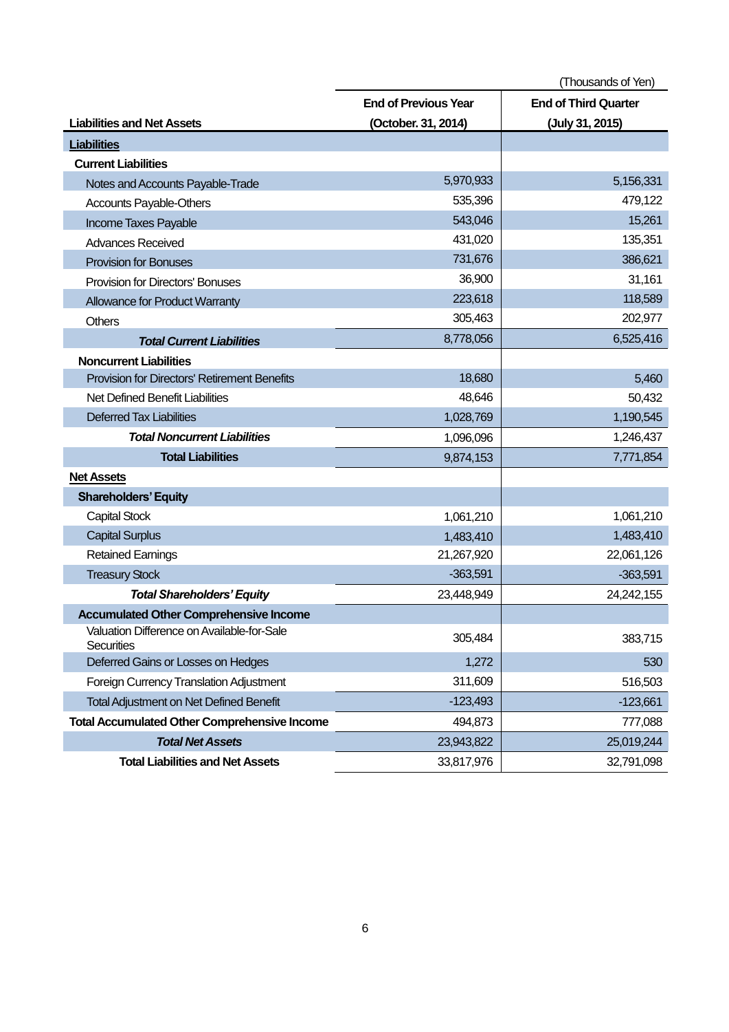(Thousands of Yen)

| Liabilities and Net Assets | End of Previous Year (October. 31, 2014) | End of Third Quarter (July 31, 2015) |
|---|---|---|
| **Liabilities** | | |
| **Current Liabilities** | | |
| Notes and Accounts Payable-Trade | 5,970,933 | 5,156,331 |
| Accounts Payable-Others | 535,396 | 479,122 |
| Income Taxes Payable | 543,046 | 15,261 |
| Advances Received | 431,020 | 135,351 |
| Provision for Bonuses | 731,676 | 386,621 |
| Provision for Directors' Bonuses | 36,900 | 31,161 |
| Allowance for Product Warranty | 223,618 | 118,589 |
| Others | 305,463 | 202,977 |
| ***Total Current Liabilities*** | 8,778,056 | 6,525,416 |
| **Noncurrent Liabilities** | | |
| Provision for Directors' Retirement Benefits | 18,680 | 5,460 |
| Net Defined Benefit Liabilities | 48,646 | 50,432 |
| Deferred Tax Liabilities | 1,028,769 | 1,190,545 |
| ***Total Noncurrent Liabilities*** | 1,096,096 | 1,246,437 |
| **Total Liabilities** | 9,874,153 | 7,771,854 |
| **Net Assets** | | |
| **Shareholders' Equity** | | |
| Capital Stock | 1,061,210 | 1,061,210 |
| Capital Surplus | 1,483,410 | 1,483,410 |
| Retained Earnings | 21,267,920 | 22,061,126 |
| Treasury Stock | -363,591 | -363,591 |
| ***Total Shareholders' Equity*** | 23,448,949 | 24,242,155 |
| **Accumulated Other Comprehensive Income** | | |
| Valuation Difference on Available-for-Sale Securities | 305,484 | 383,715 |
| Deferred Gains or Losses on Hedges | 1,272 | 530 |
| Foreign Currency Translation Adjustment | 311,609 | 516,503 |
| Total Adjustment on Net Defined Benefit | -123,493 | -123,661 |
| **Total Accumulated Other Comprehensive Income** | 494,873 | 777,088 |
| ***Total Net Assets*** | 23,943,822 | 25,019,244 |
| **Total Liabilities and Net Assets** | 33,817,976 | 32,791,098 |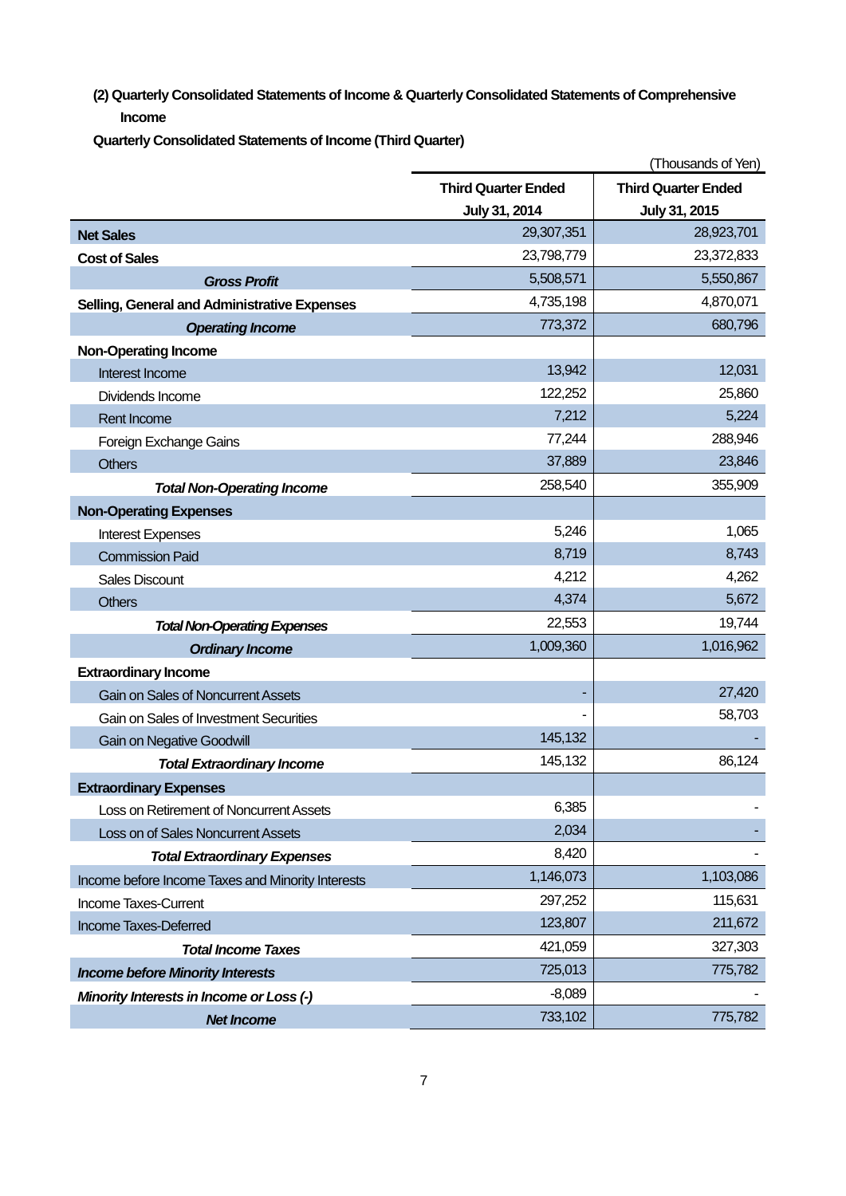### (2) Quarterly Consolidated Statements of Income & Quarterly Consolidated Statements of Comprehensive Income

**Quarterly Consolidated Statements of Income (Third Quarter)**

(Thousands of Yen)

| | Third Quarter Ended July 31, 2014 | Third Quarter Ended July 31, 2015 |
|---|---|---|
| **Net Sales** | 29,307,351 | 28,923,701 |
| **Cost of Sales** | 23,798,779 | 23,372,833 |
| ***Gross Profit*** | 5,508,571 | 5,550,867 |
| **Selling, General and Administrative Expenses** | 4,735,198 | 4,870,071 |
| ***Operating Income*** | 773,372 | 680,796 |
| **Non-Operating Income** | | |
| Interest Income | 13,942 | 12,031 |
| Dividends Income | 122,252 | 25,860 |
| Rent Income | 7,212 | 5,224 |
| Foreign Exchange Gains | 77,244 | 288,946 |
| Others | 37,889 | 23,846 |
| ***Total Non-Operating Income*** | 258,540 | 355,909 |
| **Non-Operating Expenses** | | |
| Interest Expenses | 5,246 | 1,065 |
| Commission Paid | 8,719 | 8,743 |
| Sales Discount | 4,212 | 4,262 |
| Others | 4,374 | 5,672 |
| ***Total Non-Operating Expenses*** | 22,553 | 19,744 |
| ***Ordinary Income*** | 1,009,360 | 1,016,962 |
| **Extraordinary Income** | | |
| Gain on Sales of Noncurrent Assets | - | 27,420 |
| Gain on Sales of Investment Securities | - | 58,703 |
| Gain on Negative Goodwill | 145,132 | - |
| ***Total Extraordinary Income*** | 145,132 | 86,124 |
| **Extraordinary Expenses** | | |
| Loss on Retirement of Noncurrent Assets | 6,385 | - |
| Loss on of Sales Noncurrent Assets | 2,034 | - |
| ***Total Extraordinary Expenses*** | 8,420 | - |
| Income before Income Taxes and Minority Interests | 1,146,073 | 1,103,086 |
| Income Taxes-Current | 297,252 | 115,631 |
| Income Taxes-Deferred | 123,807 | 211,672 |
| ***Total Income Taxes*** | 421,059 | 327,303 |
| ***Income before Minority Interests*** | 725,013 | 775,782 |
| ***Minority Interests in Income or Loss (-)*** | -8,089 | - |
| ***Net Income*** | 733,102 | 775,782 |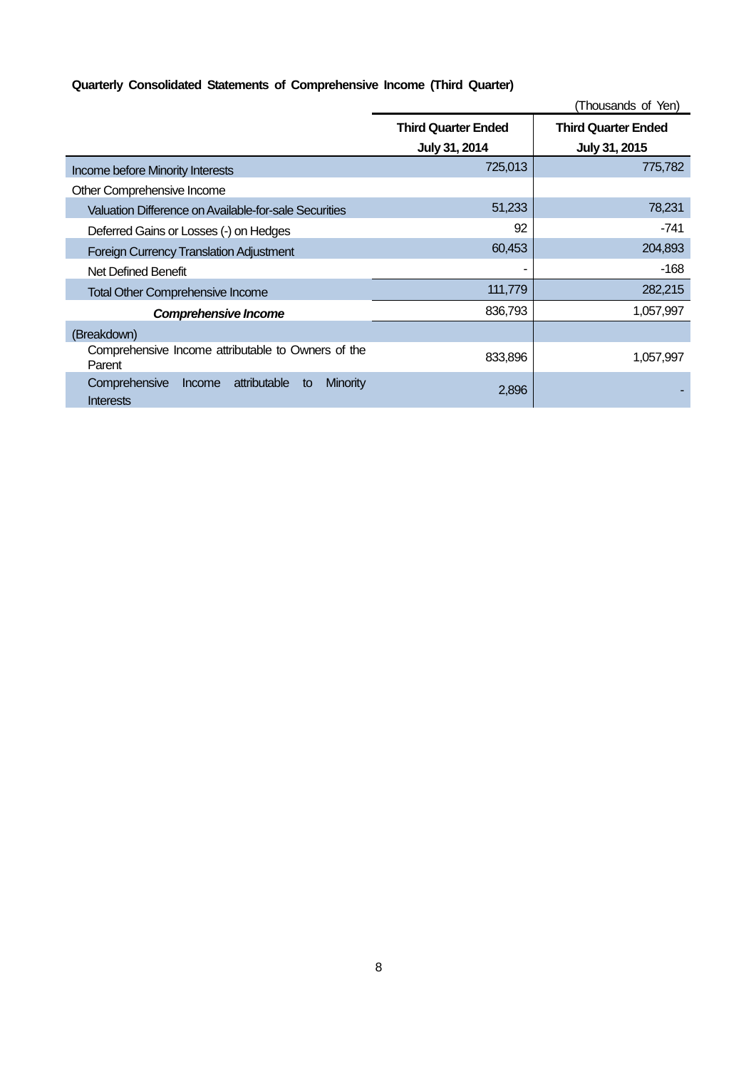**Quarterly Consolidated Statements of Comprehensive Income (Third Quarter)**

(Thousands of Yen)

| | Third Quarter Ended July 31, 2014 | Third Quarter Ended July 31, 2015 |
|---|---|---|
| Income before Minority Interests | 725,013 | 775,782 |
| Other Comprehensive Income | | |
| Valuation Difference on Available-for-sale Securities | 51,233 | 78,231 |
| Deferred Gains or Losses (-) on Hedges | 92 | -741 |
| Foreign Currency Translation Adjustment | 60,453 | 204,893 |
| Net Defined Benefit | - | -168 |
| Total Other Comprehensive Income | 111,779 | 282,215 |
| ***Comprehensive Income*** | 836,793 | 1,057,997 |
| (Breakdown) | | |
| Comprehensive Income attributable to Owners of the Parent | 833,896 | 1,057,997 |
| Comprehensive Income attributable to Minority Interests | 2,896 | - |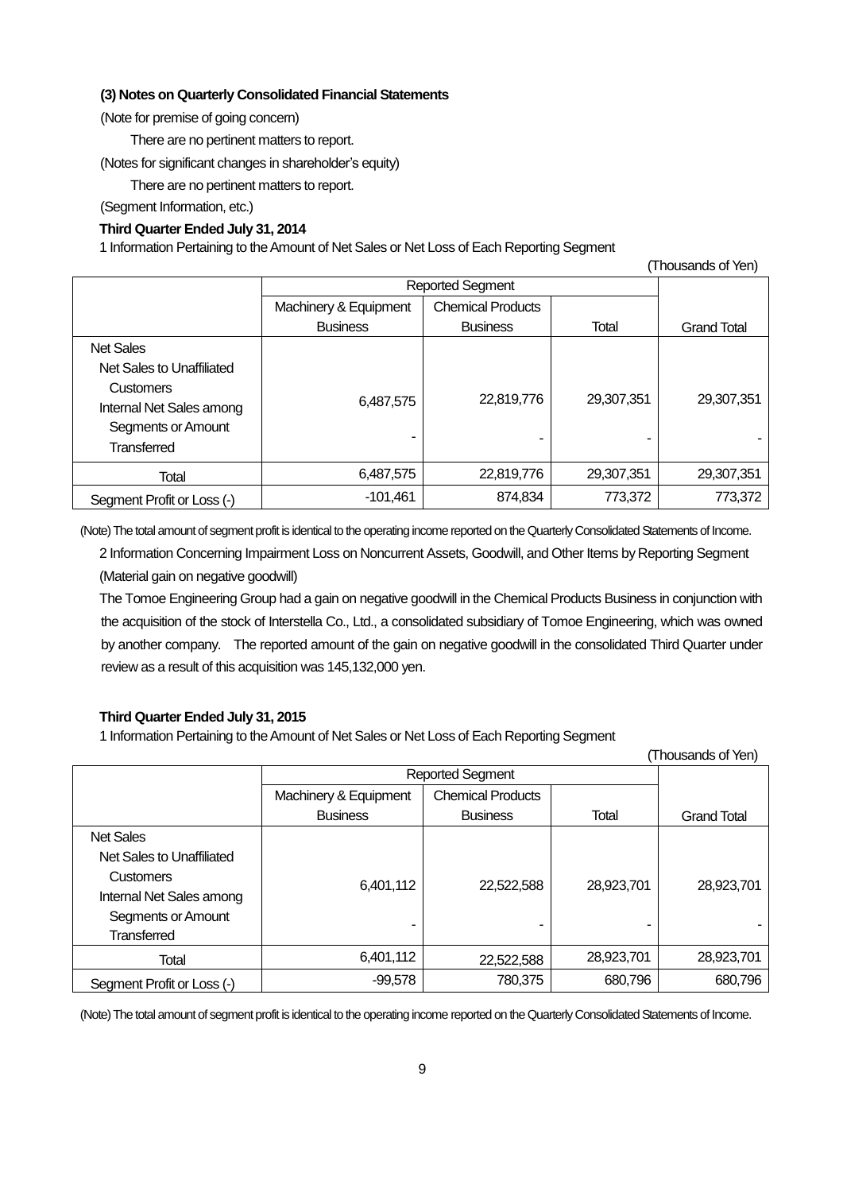### (3) Notes on Quarterly Consolidated Financial Statements

(Note for premise of going concern)

There are no pertinent matters to report.

(Notes for significant changes in shareholder's equity)

There are no pertinent matters to report.

(Segment Information, etc.)

**Third Quarter Ended July 31, 2014**

1 Information Pertaining to the Amount of Net Sales or Net Loss of Each Reporting Segment

(Thousands of Yen)

| | Reported Segment | | | Grand Total |
|---|---|---|---|---|
| | Machinery & Equipment Business | Chemical Products Business | Total | |
| Net Sales | | | | |
| Net Sales to Unaffiliated Customers | 6,487,575 | 22,819,776 | 29,307,351 | 29,307,351 |
| Internal Net Sales among Segments or Amount Transferred | - | - | - | - |
| Total | 6,487,575 | 22,819,776 | 29,307,351 | 29,307,351 |
| Segment Profit or Loss (-) | -101,461 | 874,834 | 773,372 | 773,372 |

(Note) The total amount of segment profit is identical to the operating income reported on the Quarterly Consolidated Statements of Income.

2 Information Concerning Impairment Loss on Noncurrent Assets, Goodwill, and Other Items by Reporting Segment

(Material gain on negative goodwill)

The Tomoe Engineering Group had a gain on negative goodwill in the Chemical Products Business in conjunction with the acquisition of the stock of Interstella Co., Ltd., a consolidated subsidiary of Tomoe Engineering, which was owned by another company. The reported amount of the gain on negative goodwill in the consolidated Third Quarter under review as a result of this acquisition was 145,132,000 yen.

**Third Quarter Ended July 31, 2015**

1 Information Pertaining to the Amount of Net Sales or Net Loss of Each Reporting Segment

(Thousands of Yen)

| | Reported Segment | | | Grand Total |
|---|---|---|---|---|
| | Machinery & Equipment Business | Chemical Products Business | Total | |
| Net Sales | | | | |
| Net Sales to Unaffiliated Customers | 6,401,112 | 22,522,588 | 28,923,701 | 28,923,701 |
| Internal Net Sales among Segments or Amount Transferred | - | - | - | - |
| Total | 6,401,112 | 22,522,588 | 28,923,701 | 28,923,701 |
| Segment Profit or Loss (-) | -99,578 | 780,375 | 680,796 | 680,796 |

(Note) The total amount of segment profit is identical to the operating income reported on the Quarterly Consolidated Statements of Income.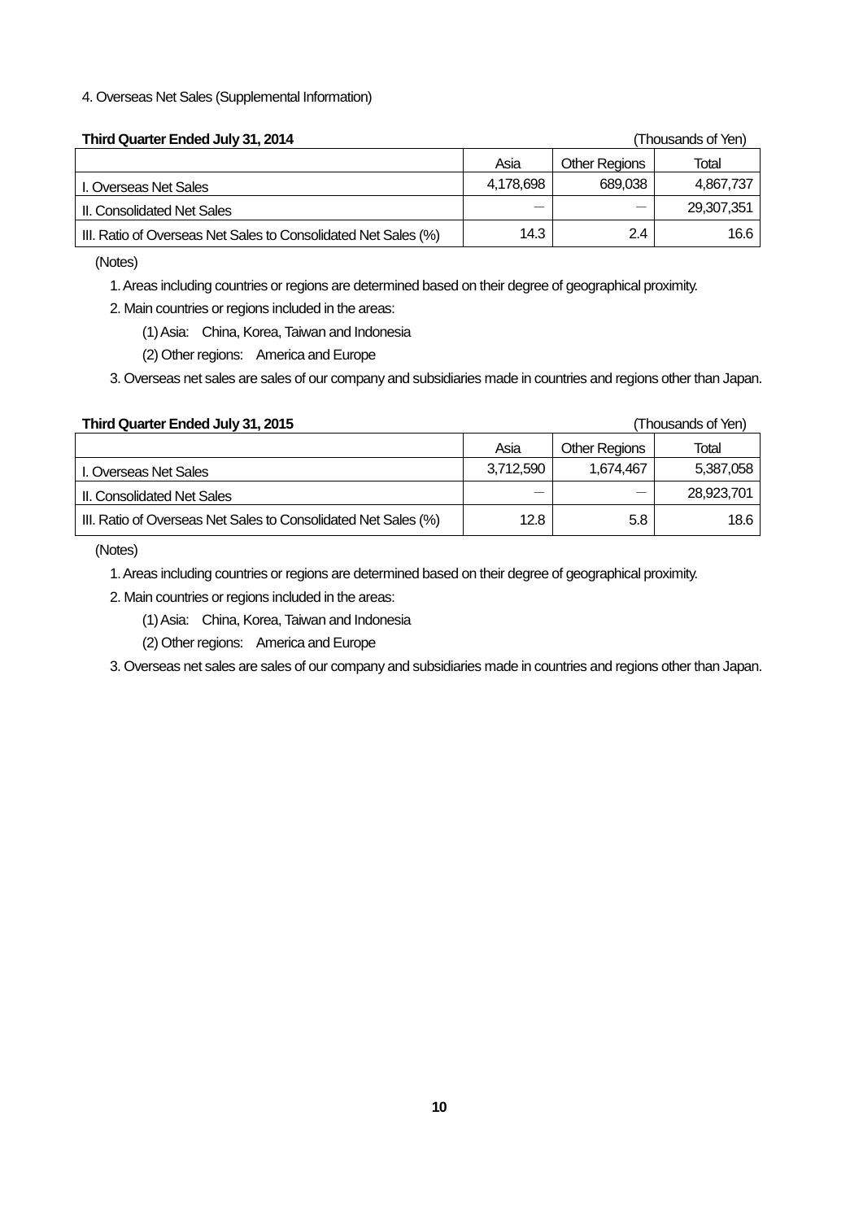4. Overseas Net Sales (Supplemental Information)

**Third Quarter Ended July 31, 2014** (Thousands of Yen)

| | Asia | Other Regions | Total |
|---|---|---|---|
| I. Overseas Net Sales | 4,178,698 | 689,038 | 4,867,737 |
| II. Consolidated Net Sales | — | — | 29,307,351 |
| III. Ratio of Overseas Net Sales to Consolidated Net Sales (%) | 14.3 | 2.4 | 16.6 |

(Notes)

1. Areas including countries or regions are determined based on their degree of geographical proximity.
2. Main countries or regions included in the areas:
   (1) Asia: China, Korea, Taiwan and Indonesia
   (2) Other regions: America and Europe
3. Overseas net sales are sales of our company and subsidiaries made in countries and regions other than Japan.

**Third Quarter Ended July 31, 2015** (Thousands of Yen)

| | Asia | Other Regions | Total |
|---|---|---|---|
| I. Overseas Net Sales | 3,712,590 | 1,674,467 | 5,387,058 |
| II. Consolidated Net Sales | — | — | 28,923,701 |
| III. Ratio of Overseas Net Sales to Consolidated Net Sales (%) | 12.8 | 5.8 | 18.6 |

(Notes)

1. Areas including countries or regions are determined based on their degree of geographical proximity.
2. Main countries or regions included in the areas:
   (1) Asia: China, Korea, Taiwan and Indonesia
   (2) Other regions: America and Europe
3. Overseas net sales are sales of our company and subsidiaries made in countries and regions other than Japan.